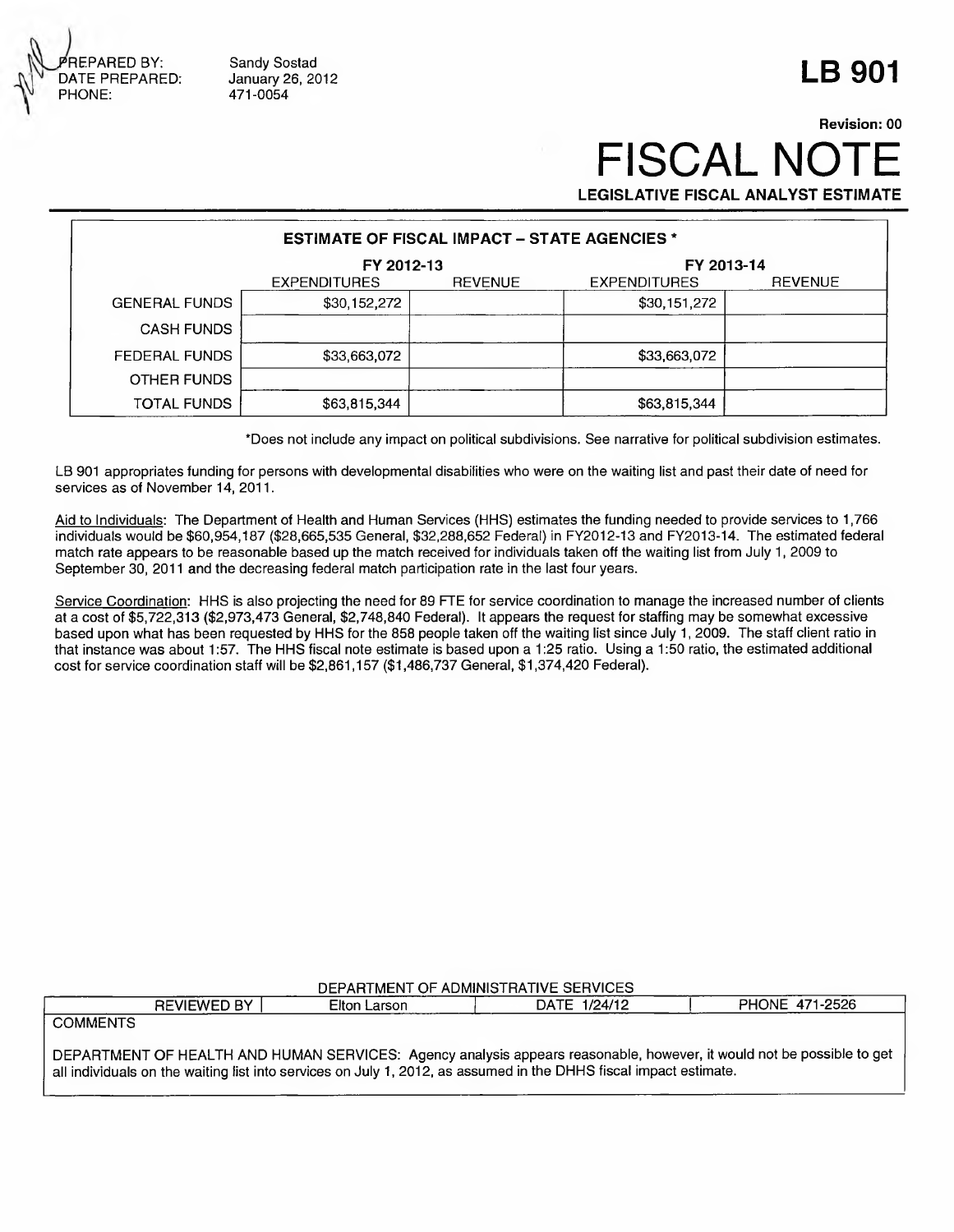PREPARED BY: Sandy Sostad
DATE PREPARED: January 26, 2012
PHONE: 471-0054

# LB 901

Revision: 00

# FISCAL NOTE

**LEGISLATIVE FISCAL ANALYST ESTIMATE**

**ESTIMATE OF FISCAL IMPACT – STATE AGENCIES \***

| | FY 2012-13 | | FY 2013-14 | |
|---|---|---|---|---|
| | EXPENDITURES | REVENUE | EXPENDITURES | REVENUE |
| GENERAL FUNDS | $30,152,272 | | $30,151,272 | |
| CASH FUNDS | | | | |
| FEDERAL FUNDS | $33,663,072 | | $33,663,072 | |
| OTHER FUNDS | | | | |
| TOTAL FUNDS | $63,815,344 | | $63,815,344 | |

\*Does not include any impact on political subdivisions. See narrative for political subdivision estimates.

LB 901 appropriates funding for persons with developmental disabilities who were on the waiting list and past their date of need for services as of November 14, 2011.

Aid to Individuals: The Department of Health and Human Services (HHS) estimates the funding needed to provide services to 1,766 individuals would be $60,954,187 ($28,665,535 General, $32,288,652 Federal) in FY2012-13 and FY2013-14. The estimated federal match rate appears to be reasonable based up the match received for individuals taken off the waiting list from July 1, 2009 to September 30, 2011 and the decreasing federal match participation rate in the last four years.

Service Coordination: HHS is also projecting the need for 89 FTE for service coordination to manage the increased number of clients at a cost of $5,722,313 ($2,973,473 General, $2,748,840 Federal). It appears the request for staffing may be somewhat excessive based upon what has been requested by HHS for the 858 people taken off the waiting list since July 1, 2009. The staff client ratio in that instance was about 1:57. The HHS fiscal note estimate is based upon a 1:25 ratio. Using a 1:50 ratio, the estimated additional cost for service coordination staff will be $2,861,157 ($1,486,737 General, $1,374,420 Federal).

DEPARTMENT OF ADMINISTRATIVE SERVICES

| REVIEWED BY | Elton Larson | DATE 1/24/12 | PHONE 471-2526 |
|---|---|---|---|

COMMENTS

DEPARTMENT OF HEALTH AND HUMAN SERVICES: Agency analysis appears reasonable, however, it would not be possible to get all individuals on the waiting list into services on July 1, 2012, as assumed in the DHHS fiscal impact estimate.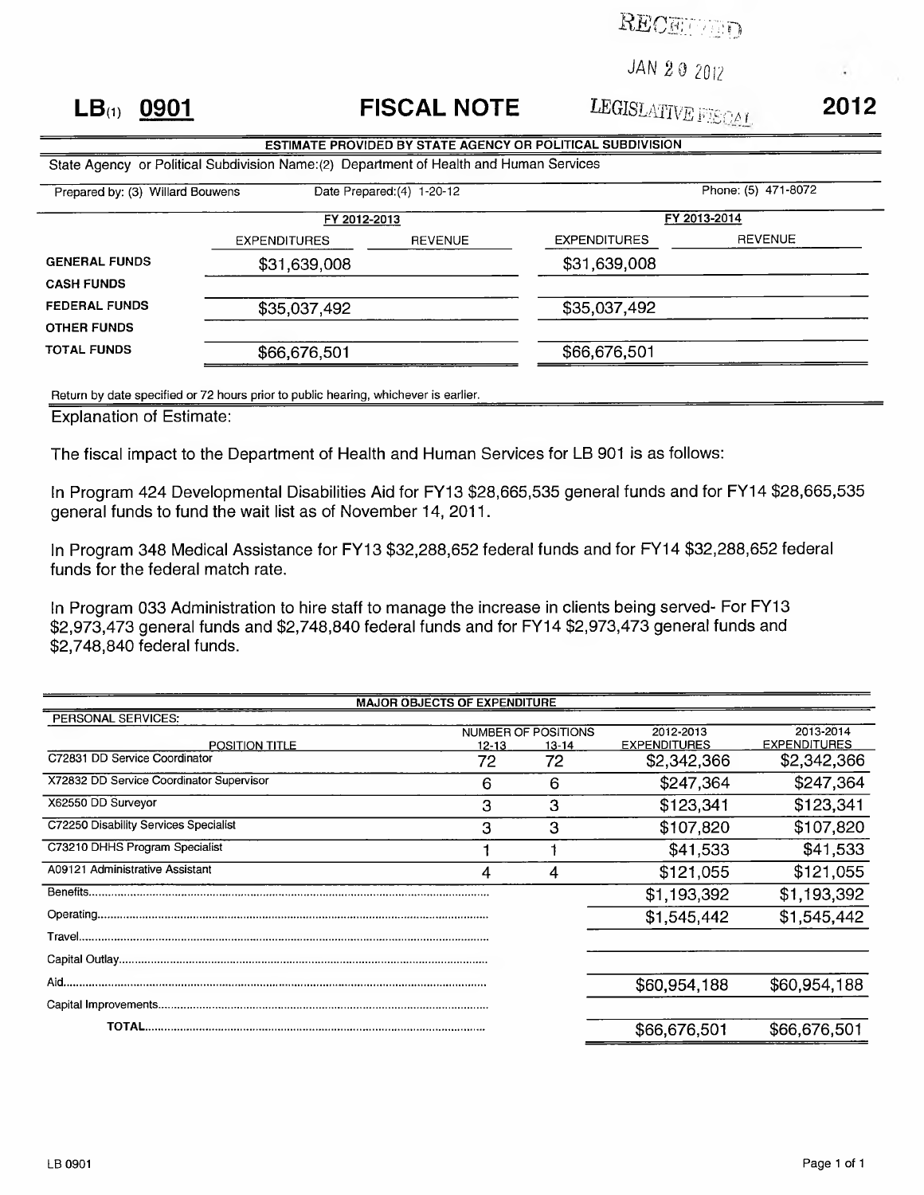RECEIVED

JAN 20 2012

LEGISLATIVE FISCAL

# LB(1) 0901 FISCAL NOTE 2012

**ESTIMATE PROVIDED BY STATE AGENCY OR POLITICAL SUBDIVISION**

State Agency or Political Subdivision Name:(2) Department of Health and Human Services

Prepared by: (3) Willard Bouwens    Date Prepared:(4) 1-20-12    Phone: (5) 471-8072

| | FY 2012-2013 | | FY 2013-2014 | |
|---|---|---|---|---|
| | EXPENDITURES | REVENUE | EXPENDITURES | REVENUE |
| GENERAL FUNDS | $31,639,008 | | $31,639,008 | |
| CASH FUNDS | | | | |
| FEDERAL FUNDS | $35,037,492 | | $35,037,492 | |
| OTHER FUNDS | | | | |
| TOTAL FUNDS | $66,676,501 | | $66,676,501 | |

Return by date specified or 72 hours prior to public hearing, whichever is earlier.

Explanation of Estimate:

The fiscal impact to the Department of Health and Human Services for LB 901 is as follows:

In Program 424 Developmental Disabilities Aid for FY13 $28,665,535 general funds and for FY14 $28,665,535 general funds to fund the wait list as of November 14, 2011.

In Program 348 Medical Assistance for FY13 $32,288,652 federal funds and for FY14 $32,288,652 federal funds for the federal match rate.

In Program 033 Administration to hire staff to manage the increase in clients being served- For FY13 $2,973,473 general funds and $2,748,840 federal funds and for FY14 $2,973,473 general funds and $2,748,840 federal funds.

**MAJOR OBJECTS OF EXPENDITURE**

| PERSONAL SERVICES: | NUMBER OF POSITIONS | | 2012-2013 | 2013-2014 |
|---|---|---|---|---|
| POSITION TITLE | 12-13 | 13-14 | EXPENDITURES | EXPENDITURES |
| C72831 DD Service Coordinator | 72 | 72 | $2,342,366 | $2,342,366 |
| X72832 DD Service Coordinator Supervisor | 6 | 6 | $247,364 | $247,364 |
| X62550 DD Surveyor | 3 | 3 | $123,341 | $123,341 |
| C72250 Disability Services Specialist | 3 | 3 | $107,820 | $107,820 |
| C73210 DHHS Program Specialist | 1 | 1 | $41,533 | $41,533 |
| A09121 Administrative Assistant | 4 | 4 | $121,055 | $121,055 |
| Benefits | | | $1,193,392 | $1,193,392 |
| Operating | | | $1,545,442 | $1,545,442 |
| Travel | | | | |
| Capital Outlay | | | | |
| Aid | | | $60,954,188 | $60,954,188 |
| Capital Improvements | | | | |
| **TOTAL** | | | $66,676,501 | $66,676,501 |